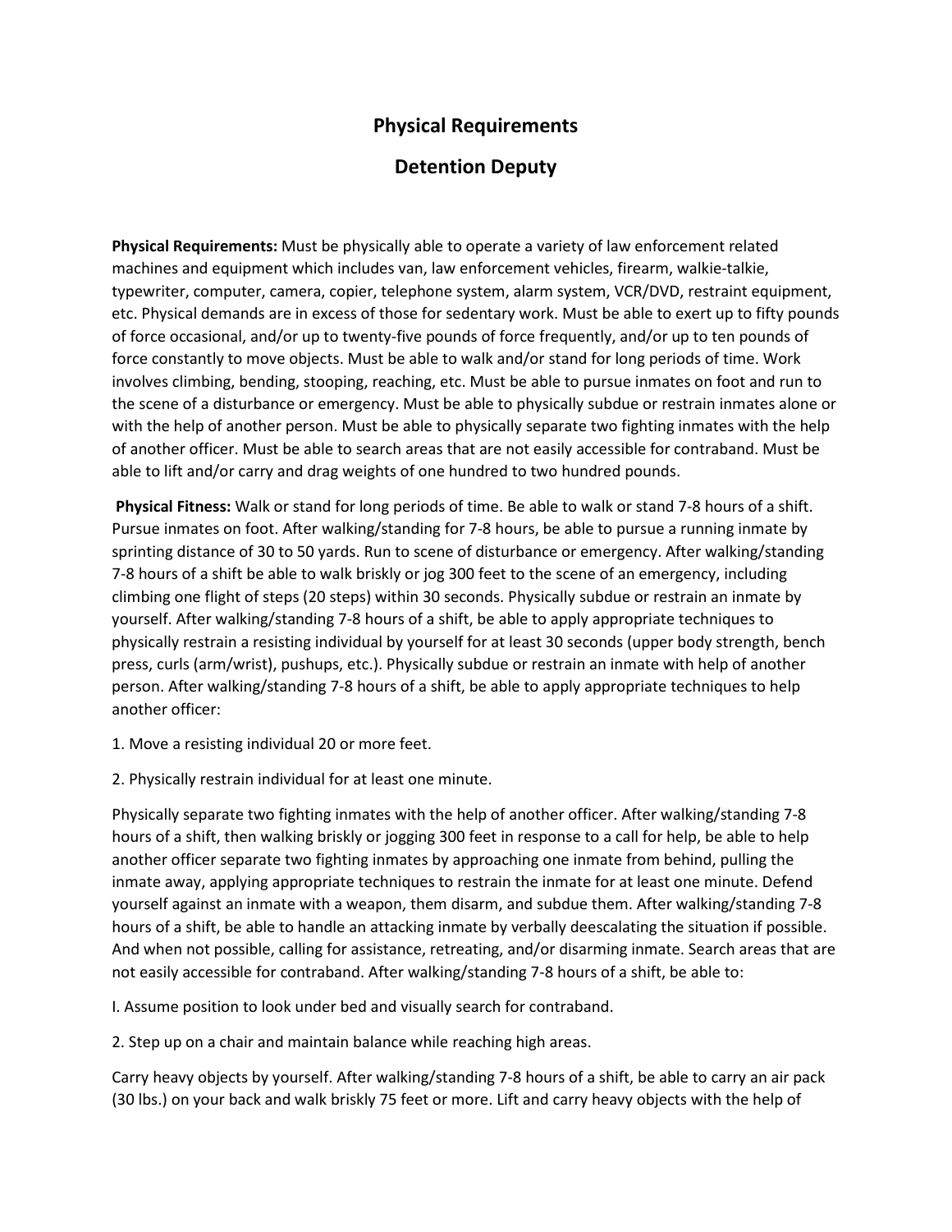# Physical Requirements

# Detention Deputy

**Physical Requirements:** Must be physically able to operate a variety of law enforcement related machines and equipment which includes van, law enforcement vehicles, firearm, walkie-talkie, typewriter, computer, camera, copier, telephone system, alarm system, VCR/DVD, restraint equipment, etc. Physical demands are in excess of those for sedentary work. Must be able to exert up to fifty pounds of force occasional, and/or up to twenty-five pounds of force frequently, and/or up to ten pounds of force constantly to move objects. Must be able to walk and/or stand for long periods of time. Work involves climbing, bending, stooping, reaching, etc. Must be able to pursue inmates on foot and run to the scene of a disturbance or emergency. Must be able to physically subdue or restrain inmates alone or with the help of another person. Must be able to physically separate two fighting inmates with the help of another officer. Must be able to search areas that are not easily accessible for contraband. Must be able to lift and/or carry and drag weights of one hundred to two hundred pounds.

**Physical Fitness:** Walk or stand for long periods of time. Be able to walk or stand 7-8 hours of a shift. Pursue inmates on foot. After walking/standing for 7-8 hours, be able to pursue a running inmate by sprinting distance of 30 to 50 yards. Run to scene of disturbance or emergency. After walking/standing 7-8 hours of a shift be able to walk briskly or jog 300 feet to the scene of an emergency, including climbing one flight of steps (20 steps) within 30 seconds. Physically subdue or restrain an inmate by yourself. After walking/standing 7-8 hours of a shift, be able to apply appropriate techniques to physically restrain a resisting individual by yourself for at least 30 seconds (upper body strength, bench press, curls (arm/wrist), pushups, etc.). Physically subdue or restrain an inmate with help of another person. After walking/standing 7-8 hours of a shift, be able to apply appropriate techniques to help another officer:

1. Move a resisting individual 20 or more feet.

2. Physically restrain individual for at least one minute.

Physically separate two fighting inmates with the help of another officer. After walking/standing 7-8 hours of a shift, then walking briskly or jogging 300 feet in response to a call for help, be able to help another officer separate two fighting inmates by approaching one inmate from behind, pulling the inmate away, applying appropriate techniques to restrain the inmate for at least one minute. Defend yourself against an inmate with a weapon, them disarm, and subdue them. After walking/standing 7-8 hours of a shift, be able to handle an attacking inmate by verbally deescalating the situation if possible. And when not possible, calling for assistance, retreating, and/or disarming inmate. Search areas that are not easily accessible for contraband. After walking/standing 7-8 hours of a shift, be able to:

I. Assume position to look under bed and visually search for contraband.

2. Step up on a chair and maintain balance while reaching high areas.

Carry heavy objects by yourself. After walking/standing 7-8 hours of a shift, be able to carry an air pack (30 lbs.) on your back and walk briskly 75 feet or more. Lift and carry heavy objects with the help of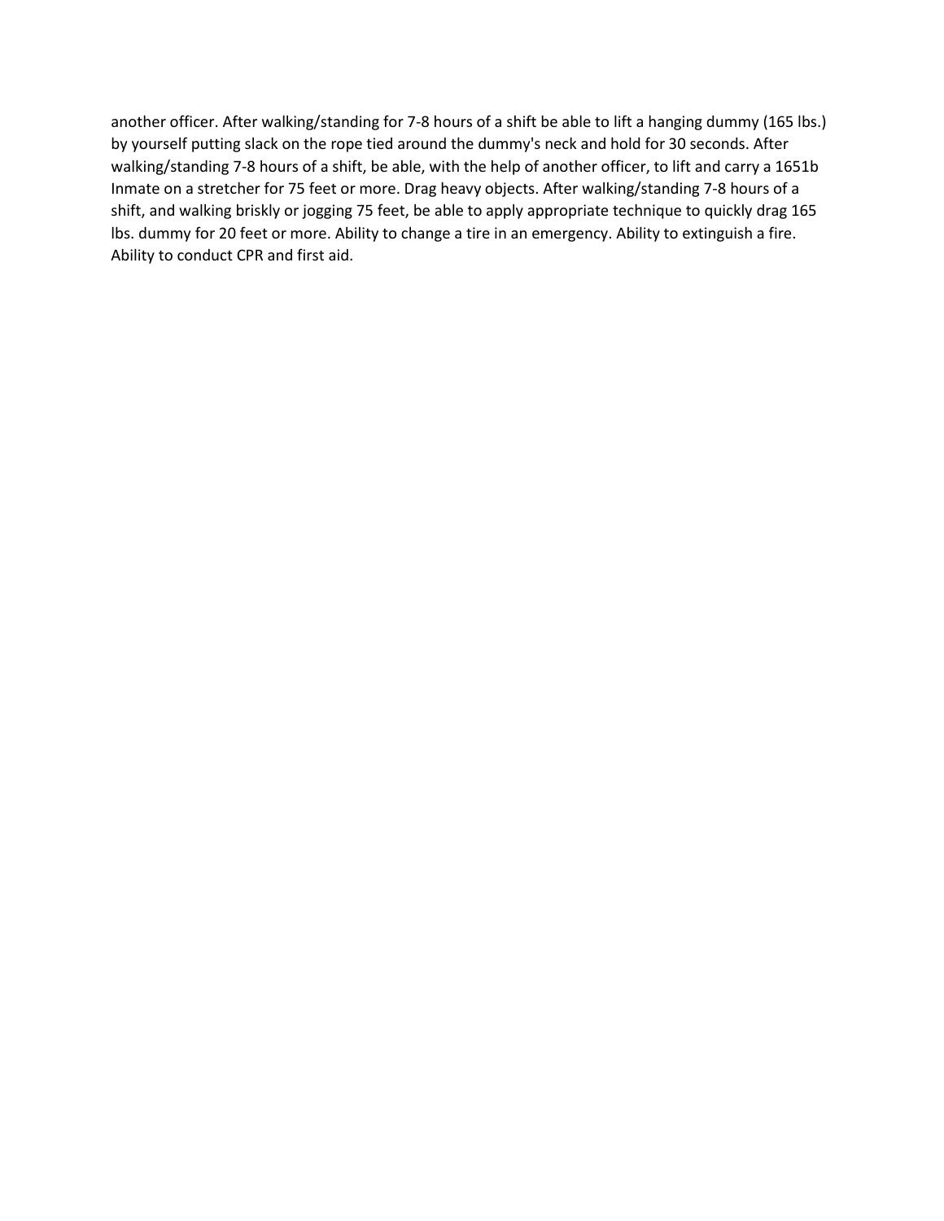another officer. After walking/standing for 7-8 hours of a shift be able to lift a hanging dummy (165 lbs.) by yourself putting slack on the rope tied around the dummy's neck and hold for 30 seconds. After walking/standing 7-8 hours of a shift, be able, with the help of another officer, to lift and carry a 1651b Inmate on a stretcher for 75 feet or more. Drag heavy objects. After walking/standing 7-8 hours of a shift, and walking briskly or jogging 75 feet, be able to apply appropriate technique to quickly drag 165 lbs. dummy for 20 feet or more. Ability to change a tire in an emergency. Ability to extinguish a fire. Ability to conduct CPR and first aid.